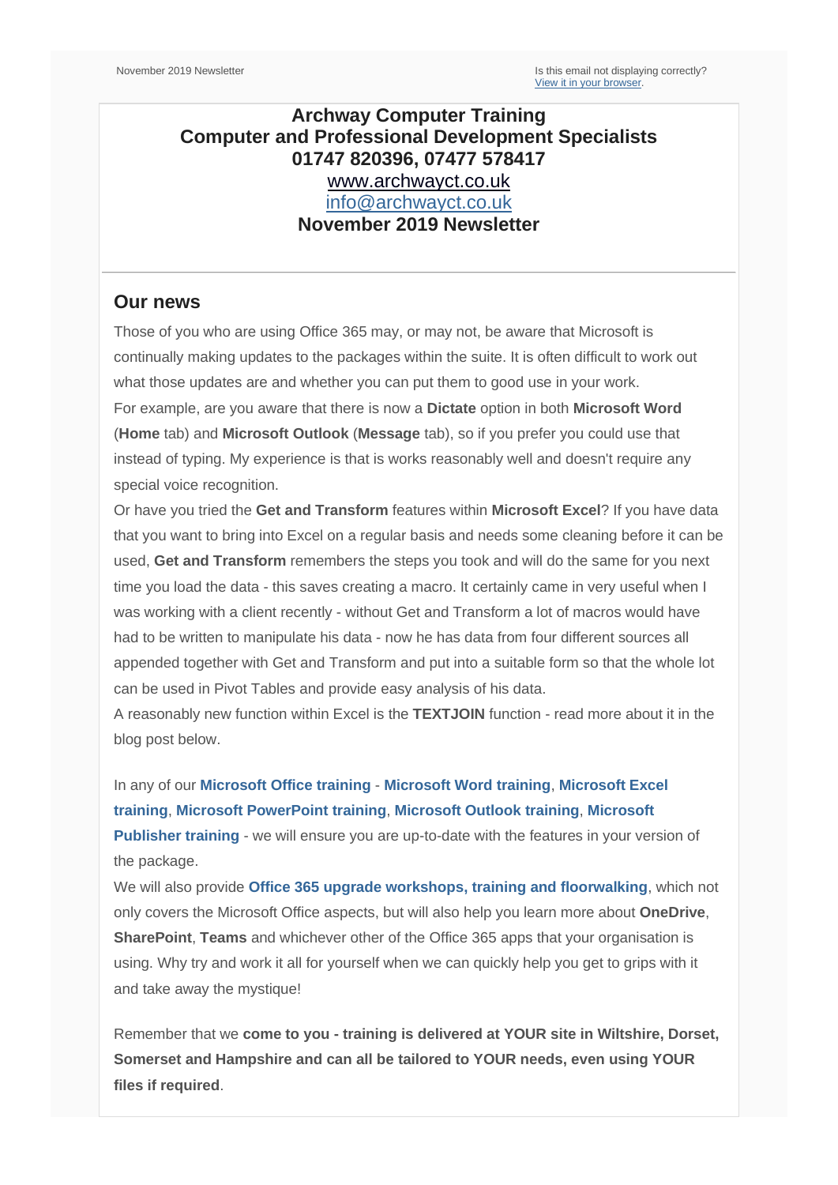November 2019 Newsletter

Is this email not displaying correctly?
View it in your browser.

**Archway Computer Training**
**Computer and Professional Development Specialists**
**01747 820396, 07477 578417**
www.archwayct.co.uk
info@archwayct.co.uk
**November 2019 Newsletter**

---

## Our news

Those of you who are using Office 365 may, or may not, be aware that Microsoft is continually making updates to the packages within the suite. It is often difficult to work out what those updates are and whether you can put them to good use in your work.

For example, are you aware that there is now a **Dictate** option in both **Microsoft Word** (**Home** tab) and **Microsoft Outlook** (**Message** tab), so if you prefer you could use that instead of typing. My experience is that is works reasonably well and doesn't require any special voice recognition.

Or have you tried the **Get and Transform** features within **Microsoft Excel**? If you have data that you want to bring into Excel on a regular basis and needs some cleaning before it can be used, **Get and Transform** remembers the steps you took and will do the same for you next time you load the data - this saves creating a macro. It certainly came in very useful when I was working with a client recently - without Get and Transform a lot of macros would have had to be written to manipulate his data - now he has data from four different sources all appended together with Get and Transform and put into a suitable form so that the whole lot can be used in Pivot Tables and provide easy analysis of his data.

A reasonably new function within Excel is the **TEXTJOIN** function - read more about it in the blog post below.

In any of our **Microsoft Office training** - **Microsoft Word training**, **Microsoft Excel training**, **Microsoft PowerPoint training**, **Microsoft Outlook training**, **Microsoft Publisher training** - we will ensure you are up-to-date with the features in your version of the package.

We will also provide **Office 365 upgrade workshops, training and floorwalking**, which not only covers the Microsoft Office aspects, but will also help you learn more about **OneDrive**, **SharePoint**, **Teams** and whichever other of the Office 365 apps that your organisation is using. Why try and work it all for yourself when we can quickly help you get to grips with it and take away the mystique!

Remember that we **come to you - training is delivered at YOUR site in Wiltshire, Dorset, Somerset and Hampshire and can all be tailored to YOUR needs, even using YOUR files if required**.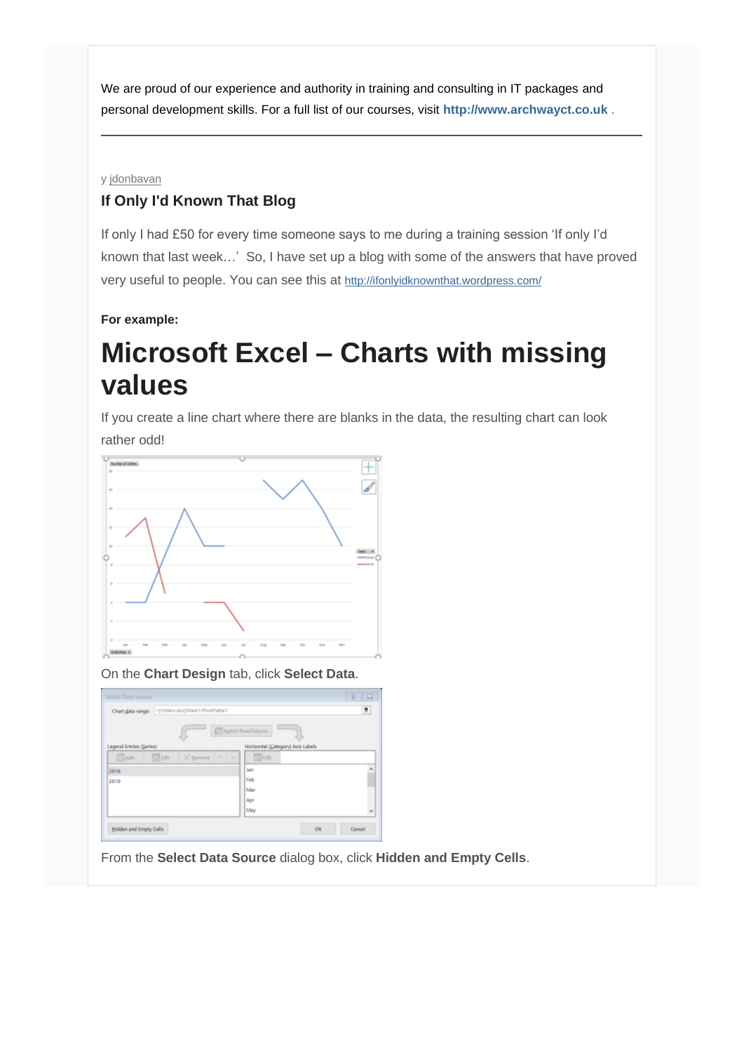We are proud of our experience and authority in training and consulting in IT packages and personal development skills. For a full list of our courses, visit **http://www.archwayct.co.uk** .

---

y jdonbavan

### If Only I'd Known That Blog

If only I had £50 for every time someone says to me during a training session 'If only I'd known that last week…' So, I have set up a blog with some of the answers that have proved very useful to people. You can see this at http://ifonlyidknownthat.wordpress.com/

**For example:**

# Microsoft Excel – Charts with missing values

If you create a line chart where there are blanks in the data, the resulting chart can look rather odd!

On the **Chart Design** tab, click **Select Data**.

From the **Select Data Source** dialog box, click **Hidden and Empty Cells**.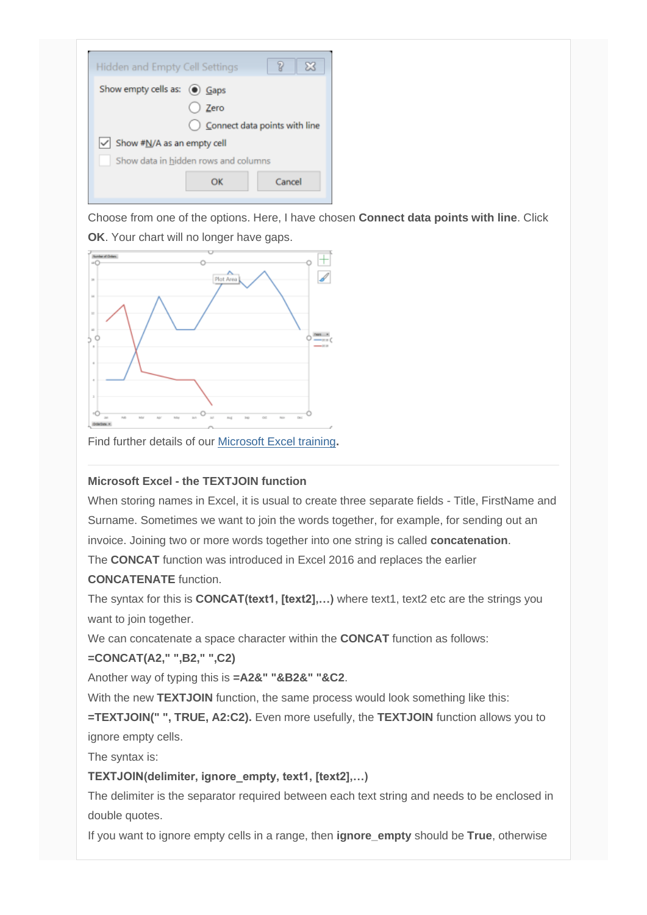Choose from one of the options. Here, I have chosen **Connect data points with line**. Click **OK**. Your chart will no longer have gaps.

Find further details of our Microsoft Excel training**.**

---

**Microsoft Excel - the TEXTJOIN function**

When storing names in Excel, it is usual to create three separate fields - Title, FirstName and Surname. Sometimes we want to join the words together, for example, for sending out an invoice. Joining two or more words together into one string is called **concatenation**.

The **CONCAT** function was introduced in Excel 2016 and replaces the earlier **CONCATENATE** function.

The syntax for this is **CONCAT(text1, [text2],…)** where text1, text2 etc are the strings you want to join together.

We can concatenate a space character within the **CONCAT** function as follows:

**=CONCAT(A2," ",B2," ",C2)**

Another way of typing this is **=A2&" "&B2&" "&C2**.

With the new **TEXTJOIN** function, the same process would look something like this:

**=TEXTJOIN(" ", TRUE, A2:C2).** Even more usefully, the **TEXTJOIN** function allows you to ignore empty cells.

The syntax is:

**TEXTJOIN(delimiter, ignore_empty, text1, [text2],…)**

The delimiter is the separator required between each text string and needs to be enclosed in double quotes.

If you want to ignore empty cells in a range, then **ignore_empty** should be **True**, otherwise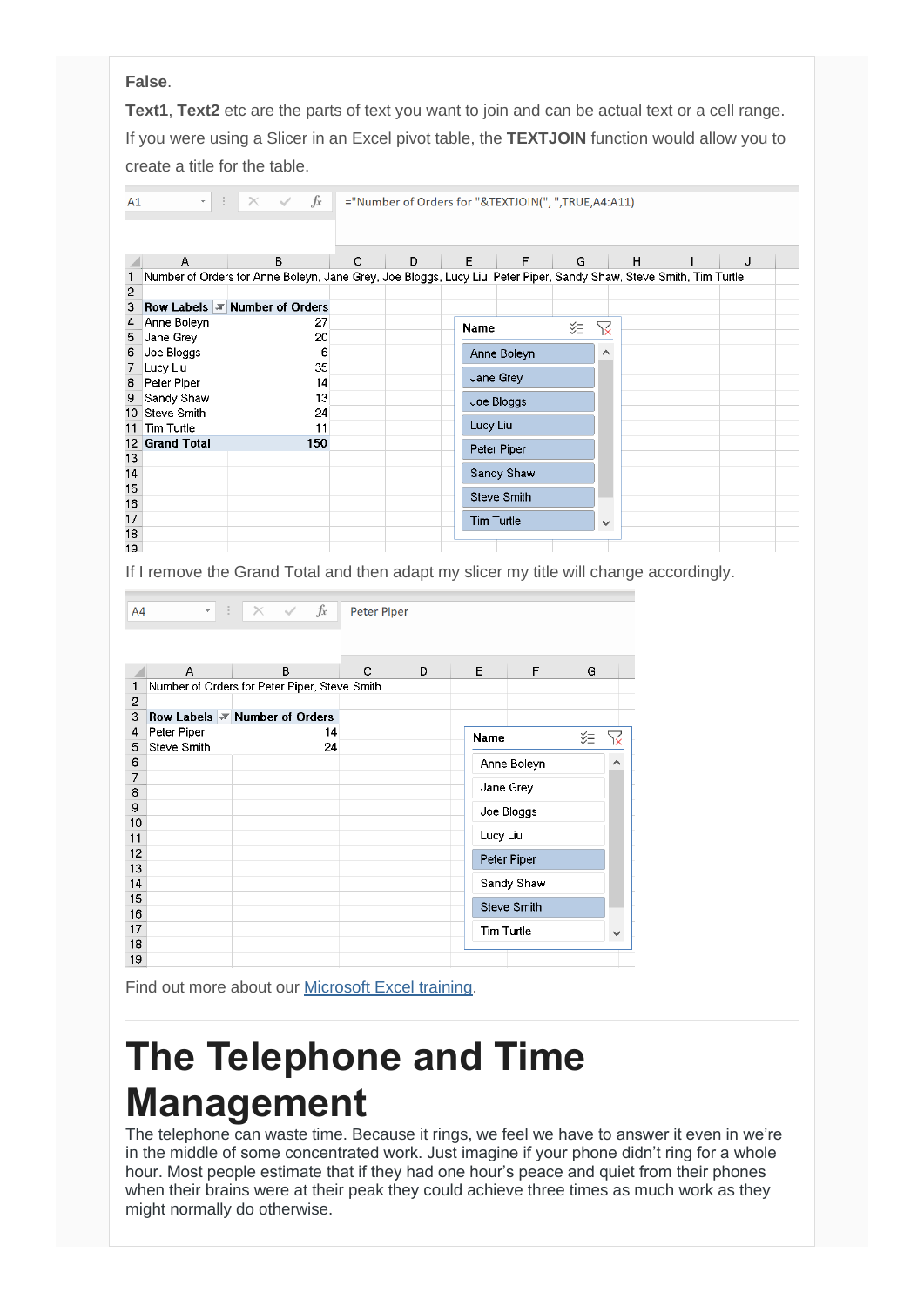**False**.

**Text1**, **Text2** etc are the parts of text you want to join and can be actual text or a cell range.

If you were using a Slicer in an Excel pivot table, the **TEXTJOIN** function would allow you to create a title for the table.

```
A1    fx  ="Number of Orders for "&TEXTJOIN(", ",TRUE,A4:A11)
```

| | A | B |
|---|---|---|
| 1 | Number of Orders for Anne Boleyn, Jane Grey, Joe Bloggs, Lucy Liu, Peter Piper, Sandy Shaw, Steve Smith, Tim Turtle | |
| 2 | | |
| 3 | Row Labels | Number of Orders |
| 4 | Anne Boleyn | 27 |
| 5 | Jane Grey | 20 |
| 6 | Joe Bloggs | 6 |
| 7 | Lucy Liu | 35 |
| 8 | Peter Piper | 14 |
| 9 | Sandy Shaw | 13 |
| 10 | Steve Smith | 24 |
| 11 | Tim Turtle | 11 |
| 12 | Grand Total | 150 |

Slicer – Name: Anne Boleyn, Jane Grey, Joe Bloggs, Lucy Liu, Peter Piper, Sandy Shaw, Steve Smith, Tim Turtle

If I remove the Grand Total and then adapt my slicer my title will change accordingly.

```
A4    fx  Peter Piper
```

| | A | B |
|---|---|---|
| 1 | Number of Orders for Peter Piper, Steve Smith | |
| 2 | | |
| 3 | Row Labels | Number of Orders |
| 4 | Peter Piper | 14 |
| 5 | Steve Smith | 24 |

Slicer – Name: Anne Boleyn, Jane Grey, Joe Bloggs, Lucy Liu, Peter Piper, Sandy Shaw, Steve Smith, Tim Turtle

Find out more about our [Microsoft Excel training](#).

---

# The Telephone and Time Management

The telephone can waste time. Because it rings, we feel we have to answer it even in we're in the middle of some concentrated work. Just imagine if your phone didn't ring for a whole hour. Most people estimate that if they had one hour's peace and quiet from their phones when their brains were at their peak they could achieve three times as much work as they might normally do otherwise.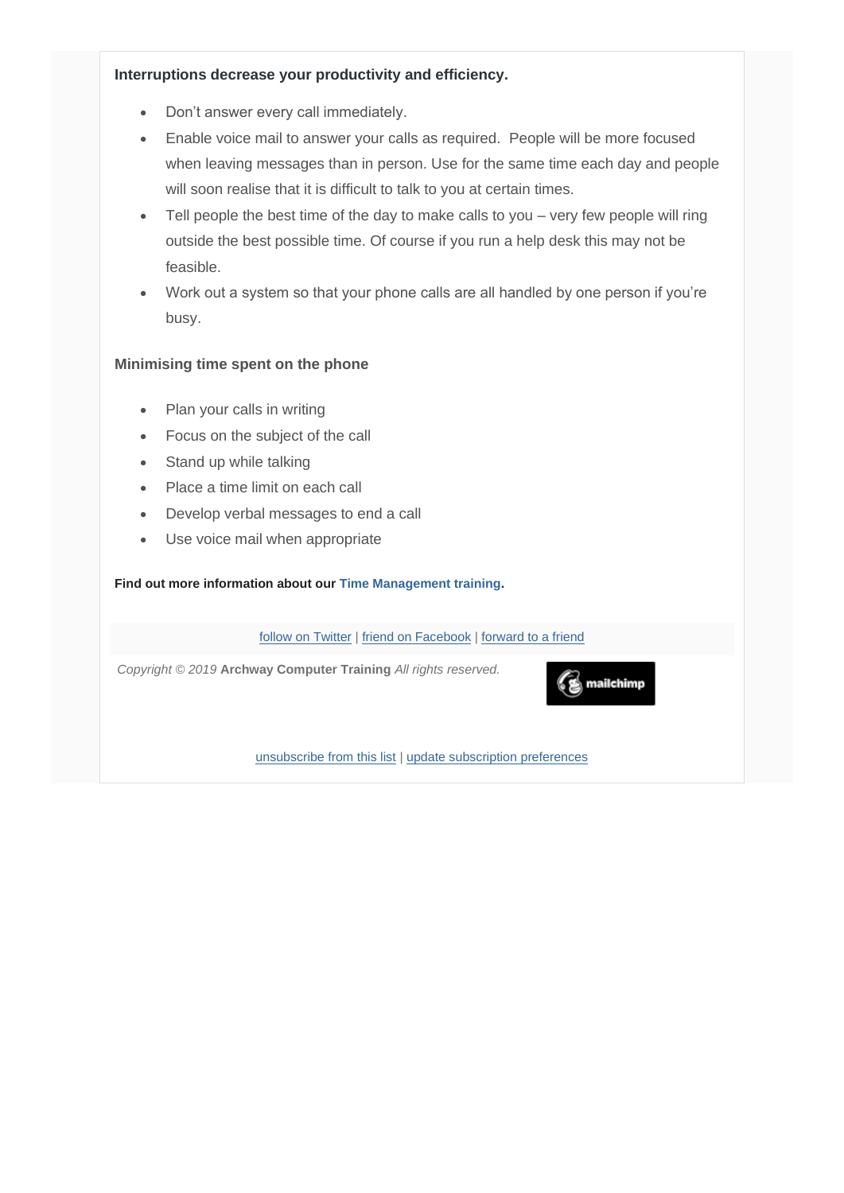**Interruptions decrease your productivity and efficiency.**

- Don't answer every call immediately.
- Enable voice mail to answer your calls as required. People will be more focused when leaving messages than in person. Use for the same time each day and people will soon realise that it is difficult to talk to you at certain times.
- Tell people the best time of the day to make calls to you – very few people will ring outside the best possible time. Of course if you run a help desk this may not be feasible.
- Work out a system so that your phone calls are all handled by one person if you're busy.

**Minimising time spent on the phone**

- Plan your calls in writing
- Focus on the subject of the call
- Stand up while talking
- Place a time limit on each call
- Develop verbal messages to end a call
- Use voice mail when appropriate

**Find out more information about our Time Management training.**

follow on Twitter | friend on Facebook | forward to a friend

*Copyright © 2019* **Archway Computer Training** *All rights reserved.*

mailchimp

unsubscribe from this list | update subscription preferences